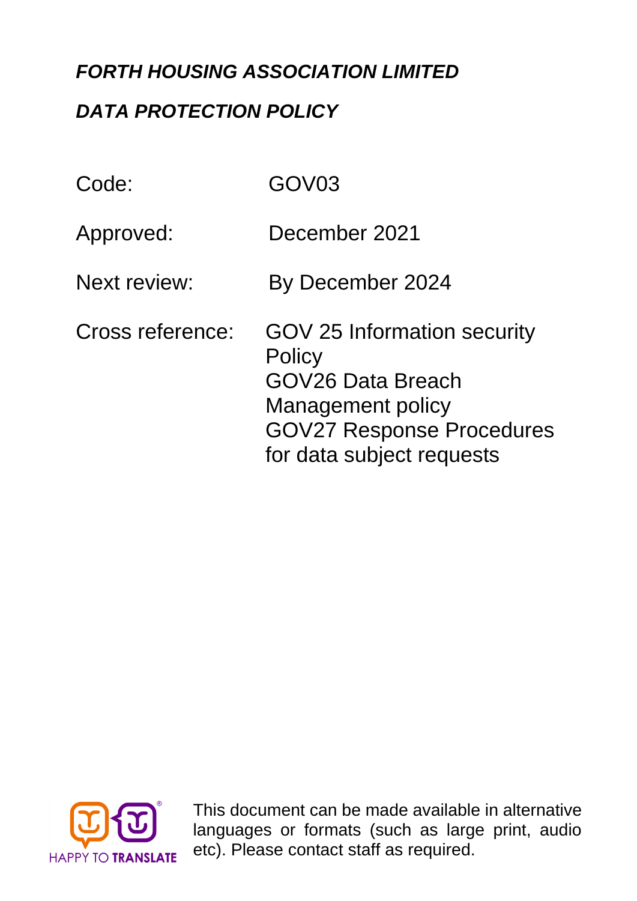# *FORTH HOUSING ASSOCIATION LIMITED*

## *DATA PROTECTION POLICY*

| | |
|---|---|
| Code: | GOV03 |
| Approved: | December 2021 |
| Next review: | By December 2024 |
| Cross reference: | GOV 25 Information security Policy<br>GOV26 Data Breach Management policy<br>GOV27 Response Procedures for data subject requests |

HAPPY TO TRANSLATE

This document can be made available in alternative languages or formats (such as large print, audio etc). Please contact staff as required.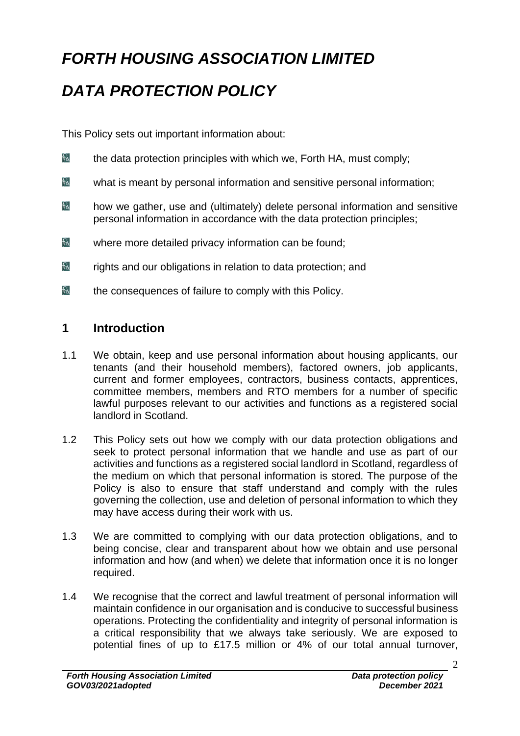# *FORTH HOUSING ASSOCIATION LIMITED*

# *DATA PROTECTION POLICY*

This Policy sets out important information about:

- the data protection principles with which we, Forth HA, must comply;
- what is meant by personal information and sensitive personal information;
- how we gather, use and (ultimately) delete personal information and sensitive personal information in accordance with the data protection principles;
- where more detailed privacy information can be found;
- rights and our obligations in relation to data protection; and
- the consequences of failure to comply with this Policy.

## 1 Introduction

1.1 We obtain, keep and use personal information about housing applicants, our tenants (and their household members), factored owners, job applicants, current and former employees, contractors, business contacts, apprentices, committee members, members and RTO members for a number of specific lawful purposes relevant to our activities and functions as a registered social landlord in Scotland.

1.2 This Policy sets out how we comply with our data protection obligations and seek to protect personal information that we handle and use as part of our activities and functions as a registered social landlord in Scotland, regardless of the medium on which that personal information is stored. The purpose of the Policy is also to ensure that staff understand and comply with the rules governing the collection, use and deletion of personal information to which they may have access during their work with us.

1.3 We are committed to complying with our data protection obligations, and to being concise, clear and transparent about how we obtain and use personal information and how (and when) we delete that information once it is no longer required.

1.4 We recognise that the correct and lawful treatment of personal information will maintain confidence in our organisation and is conducive to successful business operations. Protecting the confidentiality and integrity of personal information is a critical responsibility that we always take seriously. We are exposed to potential fines of up to £17.5 million or 4% of our total annual turnover,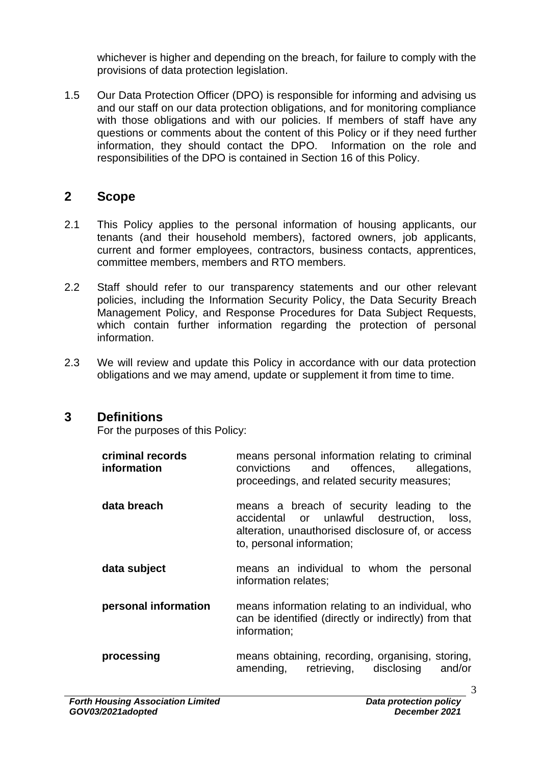whichever is higher and depending on the breach, for failure to comply with the provisions of data protection legislation.

1.5 Our Data Protection Officer (DPO) is responsible for informing and advising us and our staff on our data protection obligations, and for monitoring compliance with those obligations and with our policies. If members of staff have any questions or comments about the content of this Policy or if they need further information, they should contact the DPO. Information on the role and responsibilities of the DPO is contained in Section 16 of this Policy.

## 2 Scope

2.1 This Policy applies to the personal information of housing applicants, our tenants (and their household members), factored owners, job applicants, current and former employees, contractors, business contacts, apprentices, committee members, members and RTO members.

2.2 Staff should refer to our transparency statements and our other relevant policies, including the Information Security Policy, the Data Security Breach Management Policy, and Response Procedures for Data Subject Requests, which contain further information regarding the protection of personal information.

2.3 We will review and update this Policy in accordance with our data protection obligations and we may amend, update or supplement it from time to time.

## 3 Definitions

For the purposes of this Policy:

| | |
|---|---|
| **criminal records information** | means personal information relating to criminal convictions and offences, allegations, proceedings, and related security measures; |
| **data breach** | means a breach of security leading to the accidental or unlawful destruction, loss, alteration, unauthorised disclosure of, or access to, personal information; |
| **data subject** | means an individual to whom the personal information relates; |
| **personal information** | means information relating to an individual, who can be identified (directly or indirectly) from that information; |
| **processing** | means obtaining, recording, organising, storing, amending, retrieving, disclosing and/or |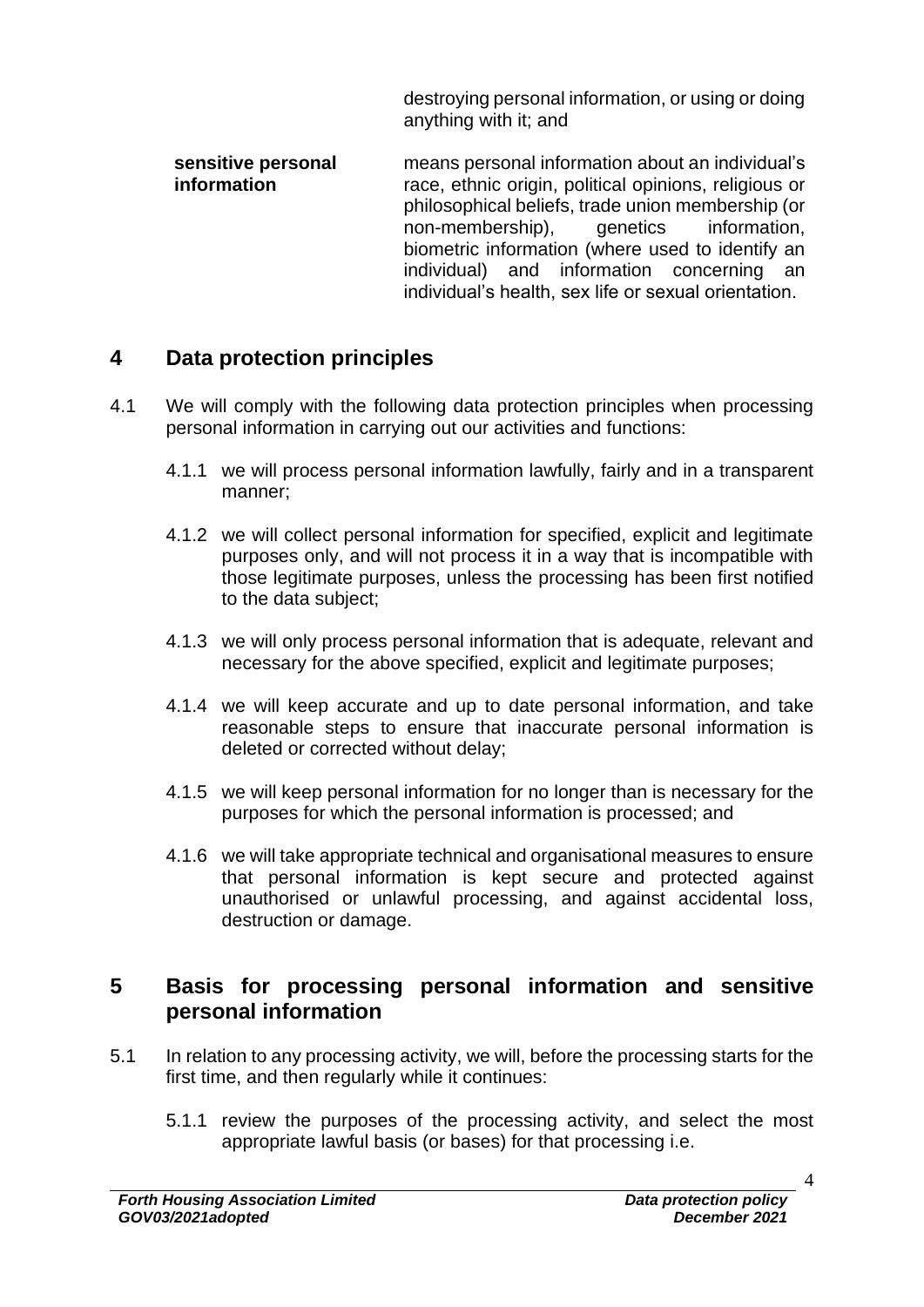destroying personal information, or using or doing anything with it; and

| | |
|---|---|
| **sensitive personal information** | means personal information about an individual's race, ethnic origin, political opinions, religious or philosophical beliefs, trade union membership (or non-membership), genetics information, biometric information (where used to identify an individual) and information concerning an individual's health, sex life or sexual orientation. |

## 4 Data protection principles

4.1 We will comply with the following data protection principles when processing personal information in carrying out our activities and functions:

4.1.1 we will process personal information lawfully, fairly and in a transparent manner;

4.1.2 we will collect personal information for specified, explicit and legitimate purposes only, and will not process it in a way that is incompatible with those legitimate purposes, unless the processing has been first notified to the data subject;

4.1.3 we will only process personal information that is adequate, relevant and necessary for the above specified, explicit and legitimate purposes;

4.1.4 we will keep accurate and up to date personal information, and take reasonable steps to ensure that inaccurate personal information is deleted or corrected without delay;

4.1.5 we will keep personal information for no longer than is necessary for the purposes for which the personal information is processed; and

4.1.6 we will take appropriate technical and organisational measures to ensure that personal information is kept secure and protected against unauthorised or unlawful processing, and against accidental loss, destruction or damage.

## 5 Basis for processing personal information and sensitive personal information

5.1 In relation to any processing activity, we will, before the processing starts for the first time, and then regularly while it continues:

5.1.1 review the purposes of the processing activity, and select the most appropriate lawful basis (or bases) for that processing i.e.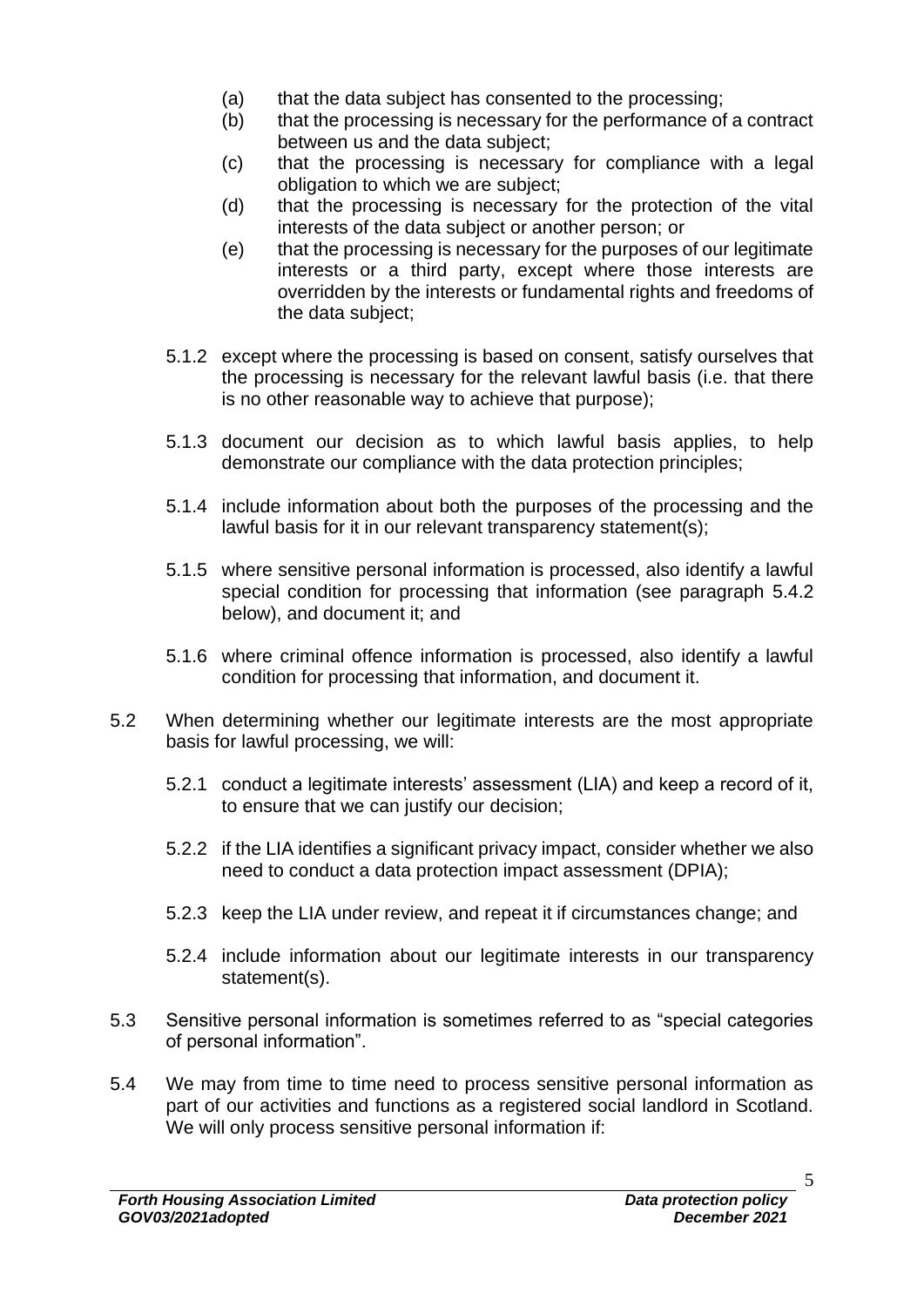(a) that the data subject has consented to the processing;

(b) that the processing is necessary for the performance of a contract between us and the data subject;

(c) that the processing is necessary for compliance with a legal obligation to which we are subject;

(d) that the processing is necessary for the protection of the vital interests of the data subject or another person; or

(e) that the processing is necessary for the purposes of our legitimate interests or a third party, except where those interests are overridden by the interests or fundamental rights and freedoms of the data subject;

5.1.2 except where the processing is based on consent, satisfy ourselves that the processing is necessary for the relevant lawful basis (i.e. that there is no other reasonable way to achieve that purpose);

5.1.3 document our decision as to which lawful basis applies, to help demonstrate our compliance with the data protection principles;

5.1.4 include information about both the purposes of the processing and the lawful basis for it in our relevant transparency statement(s);

5.1.5 where sensitive personal information is processed, also identify a lawful special condition for processing that information (see paragraph 5.4.2 below), and document it; and

5.1.6 where criminal offence information is processed, also identify a lawful condition for processing that information, and document it.

5.2 When determining whether our legitimate interests are the most appropriate basis for lawful processing, we will:

5.2.1 conduct a legitimate interests' assessment (LIA) and keep a record of it, to ensure that we can justify our decision;

5.2.2 if the LIA identifies a significant privacy impact, consider whether we also need to conduct a data protection impact assessment (DPIA);

5.2.3 keep the LIA under review, and repeat it if circumstances change; and

5.2.4 include information about our legitimate interests in our transparency statement(s).

5.3 Sensitive personal information is sometimes referred to as "special categories of personal information".

5.4 We may from time to time need to process sensitive personal information as part of our activities and functions as a registered social landlord in Scotland. We will only process sensitive personal information if: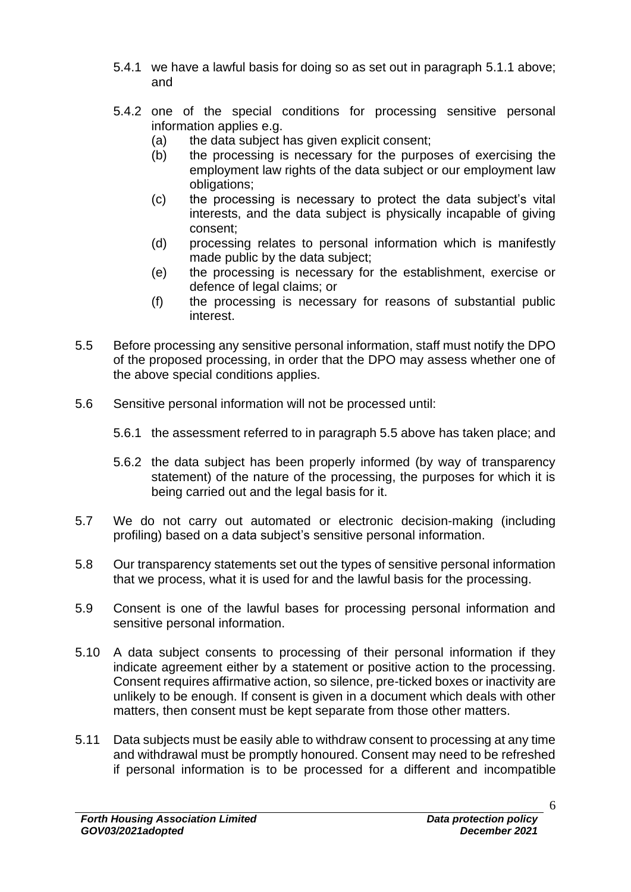5.4.1 we have a lawful basis for doing so as set out in paragraph 5.1.1 above; and

5.4.2 one of the special conditions for processing sensitive personal information applies e.g.

- (a) the data subject has given explicit consent;
- (b) the processing is necessary for the purposes of exercising the employment law rights of the data subject or our employment law obligations;
- (c) the processing is necessary to protect the data subject's vital interests, and the data subject is physically incapable of giving consent;
- (d) processing relates to personal information which is manifestly made public by the data subject;
- (e) the processing is necessary for the establishment, exercise or defence of legal claims; or
- (f) the processing is necessary for reasons of substantial public interest.

5.5 Before processing any sensitive personal information, staff must notify the DPO of the proposed processing, in order that the DPO may assess whether one of the above special conditions applies.

5.6 Sensitive personal information will not be processed until:

5.6.1 the assessment referred to in paragraph 5.5 above has taken place; and

5.6.2 the data subject has been properly informed (by way of transparency statement) of the nature of the processing, the purposes for which it is being carried out and the legal basis for it.

5.7 We do not carry out automated or electronic decision-making (including profiling) based on a data subject's sensitive personal information.

5.8 Our transparency statements set out the types of sensitive personal information that we process, what it is used for and the lawful basis for the processing.

5.9 Consent is one of the lawful bases for processing personal information and sensitive personal information.

5.10 A data subject consents to processing of their personal information if they indicate agreement either by a statement or positive action to the processing. Consent requires affirmative action, so silence, pre-ticked boxes or inactivity are unlikely to be enough. If consent is given in a document which deals with other matters, then consent must be kept separate from those other matters.

5.11 Data subjects must be easily able to withdraw consent to processing at any time and withdrawal must be promptly honoured. Consent may need to be refreshed if personal information is to be processed for a different and incompatible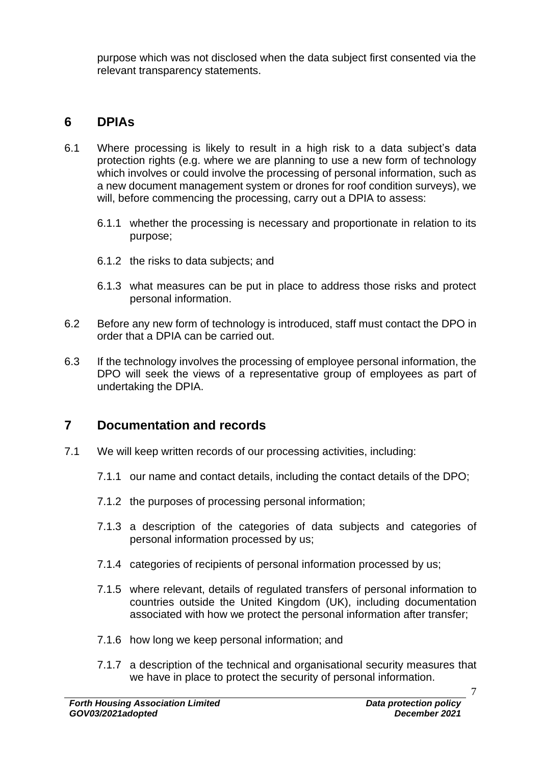purpose which was not disclosed when the data subject first consented via the relevant transparency statements.

## 6 DPIAs

6.1 Where processing is likely to result in a high risk to a data subject's data protection rights (e.g. where we are planning to use a new form of technology which involves or could involve the processing of personal information, such as a new document management system or drones for roof condition surveys), we will, before commencing the processing, carry out a DPIA to assess:

- 6.1.1 whether the processing is necessary and proportionate in relation to its purpose;
- 6.1.2 the risks to data subjects; and
- 6.1.3 what measures can be put in place to address those risks and protect personal information.

6.2 Before any new form of technology is introduced, staff must contact the DPO in order that a DPIA can be carried out.

6.3 If the technology involves the processing of employee personal information, the DPO will seek the views of a representative group of employees as part of undertaking the DPIA.

## 7 Documentation and records

7.1 We will keep written records of our processing activities, including:

- 7.1.1 our name and contact details, including the contact details of the DPO;
- 7.1.2 the purposes of processing personal information;
- 7.1.3 a description of the categories of data subjects and categories of personal information processed by us;
- 7.1.4 categories of recipients of personal information processed by us;
- 7.1.5 where relevant, details of regulated transfers of personal information to countries outside the United Kingdom (UK), including documentation associated with how we protect the personal information after transfer;
- 7.1.6 how long we keep personal information; and
- 7.1.7 a description of the technical and organisational security measures that we have in place to protect the security of personal information.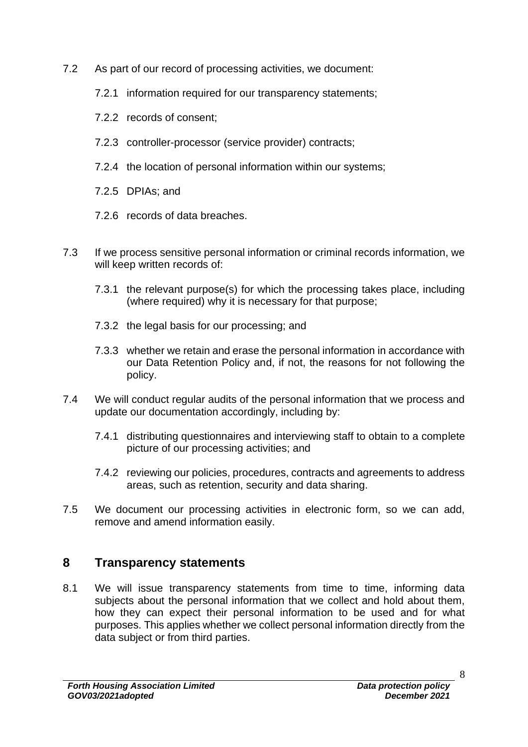7.2 As part of our record of processing activities, we document:

 7.2.1 information required for our transparency statements;

 7.2.2 records of consent;

 7.2.3 controller-processor (service provider) contracts;

 7.2.4 the location of personal information within our systems;

 7.2.5 DPIAs; and

 7.2.6 records of data breaches.

7.3 If we process sensitive personal information or criminal records information, we will keep written records of:

 7.3.1 the relevant purpose(s) for which the processing takes place, including (where required) why it is necessary for that purpose;

 7.3.2 the legal basis for our processing; and

 7.3.3 whether we retain and erase the personal information in accordance with our Data Retention Policy and, if not, the reasons for not following the policy.

7.4 We will conduct regular audits of the personal information that we process and update our documentation accordingly, including by:

 7.4.1 distributing questionnaires and interviewing staff to obtain to a complete picture of our processing activities; and

 7.4.2 reviewing our policies, procedures, contracts and agreements to address areas, such as retention, security and data sharing.

7.5 We document our processing activities in electronic form, so we can add, remove and amend information easily.

## 8 Transparency statements

8.1 We will issue transparency statements from time to time, informing data subjects about the personal information that we collect and hold about them, how they can expect their personal information to be used and for what purposes. This applies whether we collect personal information directly from the data subject or from third parties.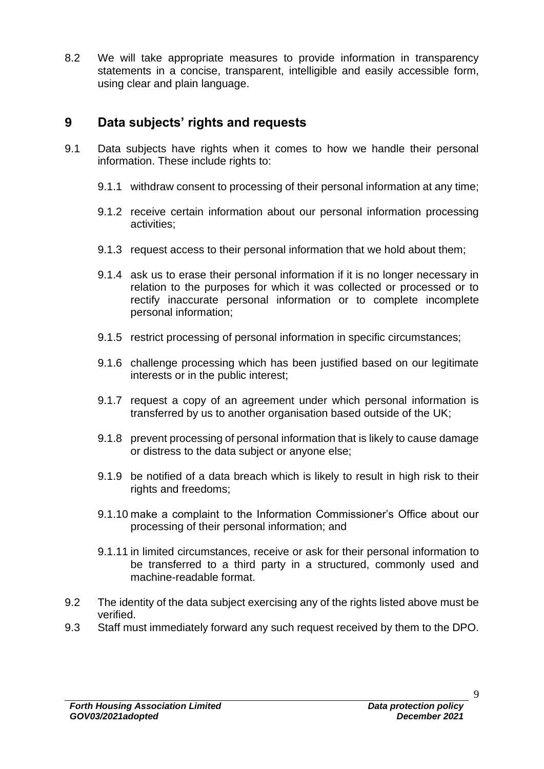8.2 We will take appropriate measures to provide information in transparency statements in a concise, transparent, intelligible and easily accessible form, using clear and plain language.

## 9 Data subjects' rights and requests

9.1 Data subjects have rights when it comes to how we handle their personal information. These include rights to:

9.1.1 withdraw consent to processing of their personal information at any time;

9.1.2 receive certain information about our personal information processing activities;

9.1.3 request access to their personal information that we hold about them;

9.1.4 ask us to erase their personal information if it is no longer necessary in relation to the purposes for which it was collected or processed or to rectify inaccurate personal information or to complete incomplete personal information;

9.1.5 restrict processing of personal information in specific circumstances;

9.1.6 challenge processing which has been justified based on our legitimate interests or in the public interest;

9.1.7 request a copy of an agreement under which personal information is transferred by us to another organisation based outside of the UK;

9.1.8 prevent processing of personal information that is likely to cause damage or distress to the data subject or anyone else;

9.1.9 be notified of a data breach which is likely to result in high risk to their rights and freedoms;

9.1.10 make a complaint to the Information Commissioner's Office about our processing of their personal information; and

9.1.11 in limited circumstances, receive or ask for their personal information to be transferred to a third party in a structured, commonly used and machine-readable format.

9.2 The identity of the data subject exercising any of the rights listed above must be verified.

9.3 Staff must immediately forward any such request received by them to the DPO.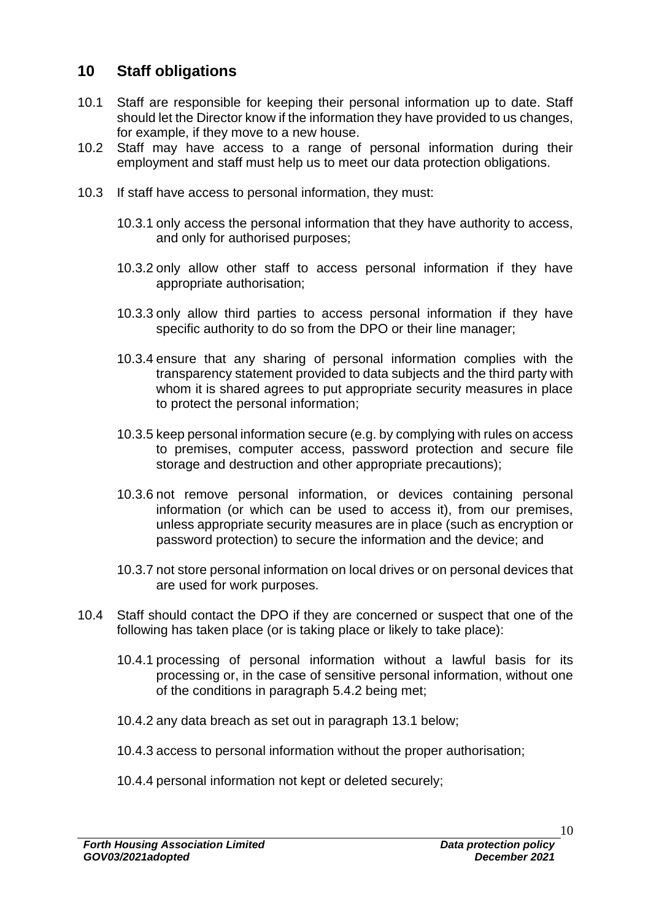## 10 Staff obligations

10.1 Staff are responsible for keeping their personal information up to date. Staff should let the Director know if the information they have provided to us changes, for example, if they move to a new house.

10.2 Staff may have access to a range of personal information during their employment and staff must help us to meet our data protection obligations.

10.3 If staff have access to personal information, they must:

10.3.1 only access the personal information that they have authority to access, and only for authorised purposes;

10.3.2 only allow other staff to access personal information if they have appropriate authorisation;

10.3.3 only allow third parties to access personal information if they have specific authority to do so from the DPO or their line manager;

10.3.4 ensure that any sharing of personal information complies with the transparency statement provided to data subjects and the third party with whom it is shared agrees to put appropriate security measures in place to protect the personal information;

10.3.5 keep personal information secure (e.g. by complying with rules on access to premises, computer access, password protection and secure file storage and destruction and other appropriate precautions);

10.3.6 not remove personal information, or devices containing personal information (or which can be used to access it), from our premises, unless appropriate security measures are in place (such as encryption or password protection) to secure the information and the device; and

10.3.7 not store personal information on local drives or on personal devices that are used for work purposes.

10.4 Staff should contact the DPO if they are concerned or suspect that one of the following has taken place (or is taking place or likely to take place):

10.4.1 processing of personal information without a lawful basis for its processing or, in the case of sensitive personal information, without one of the conditions in paragraph 5.4.2 being met;

10.4.2 any data breach as set out in paragraph 13.1 below;

10.4.3 access to personal information without the proper authorisation;

10.4.4 personal information not kept or deleted securely;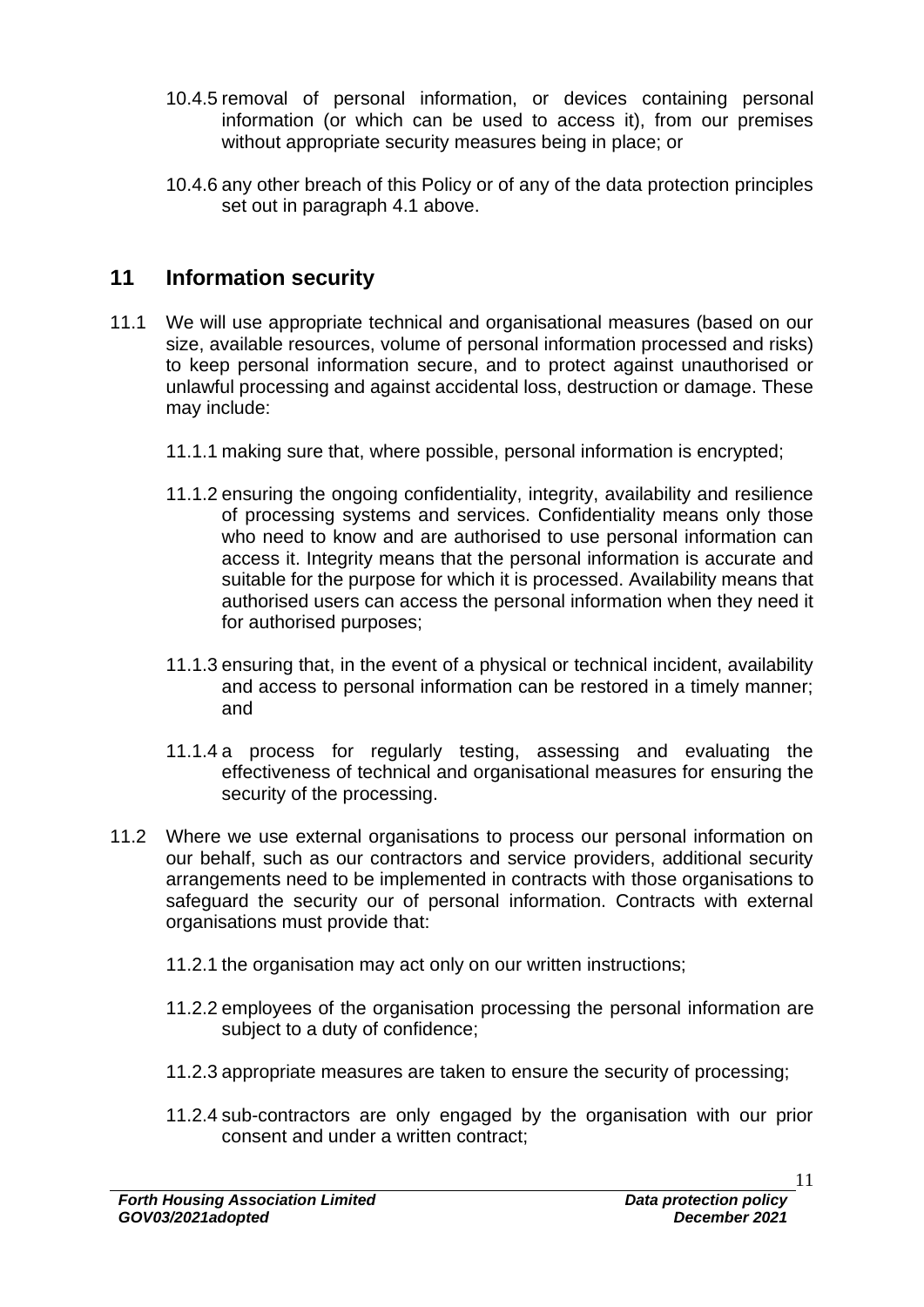10.4.5 removal of personal information, or devices containing personal information (or which can be used to access it), from our premises without appropriate security measures being in place; or

10.4.6 any other breach of this Policy or of any of the data protection principles set out in paragraph 4.1 above.

## 11 Information security

11.1 We will use appropriate technical and organisational measures (based on our size, available resources, volume of personal information processed and risks) to keep personal information secure, and to protect against unauthorised or unlawful processing and against accidental loss, destruction or damage. These may include:

11.1.1 making sure that, where possible, personal information is encrypted;

11.1.2 ensuring the ongoing confidentiality, integrity, availability and resilience of processing systems and services. Confidentiality means only those who need to know and are authorised to use personal information can access it. Integrity means that the personal information is accurate and suitable for the purpose for which it is processed. Availability means that authorised users can access the personal information when they need it for authorised purposes;

11.1.3 ensuring that, in the event of a physical or technical incident, availability and access to personal information can be restored in a timely manner; and

11.1.4 a process for regularly testing, assessing and evaluating the effectiveness of technical and organisational measures for ensuring the security of the processing.

11.2 Where we use external organisations to process our personal information on our behalf, such as our contractors and service providers, additional security arrangements need to be implemented in contracts with those organisations to safeguard the security our of personal information. Contracts with external organisations must provide that:

11.2.1 the organisation may act only on our written instructions;

11.2.2 employees of the organisation processing the personal information are subject to a duty of confidence;

11.2.3 appropriate measures are taken to ensure the security of processing;

11.2.4 sub-contractors are only engaged by the organisation with our prior consent and under a written contract;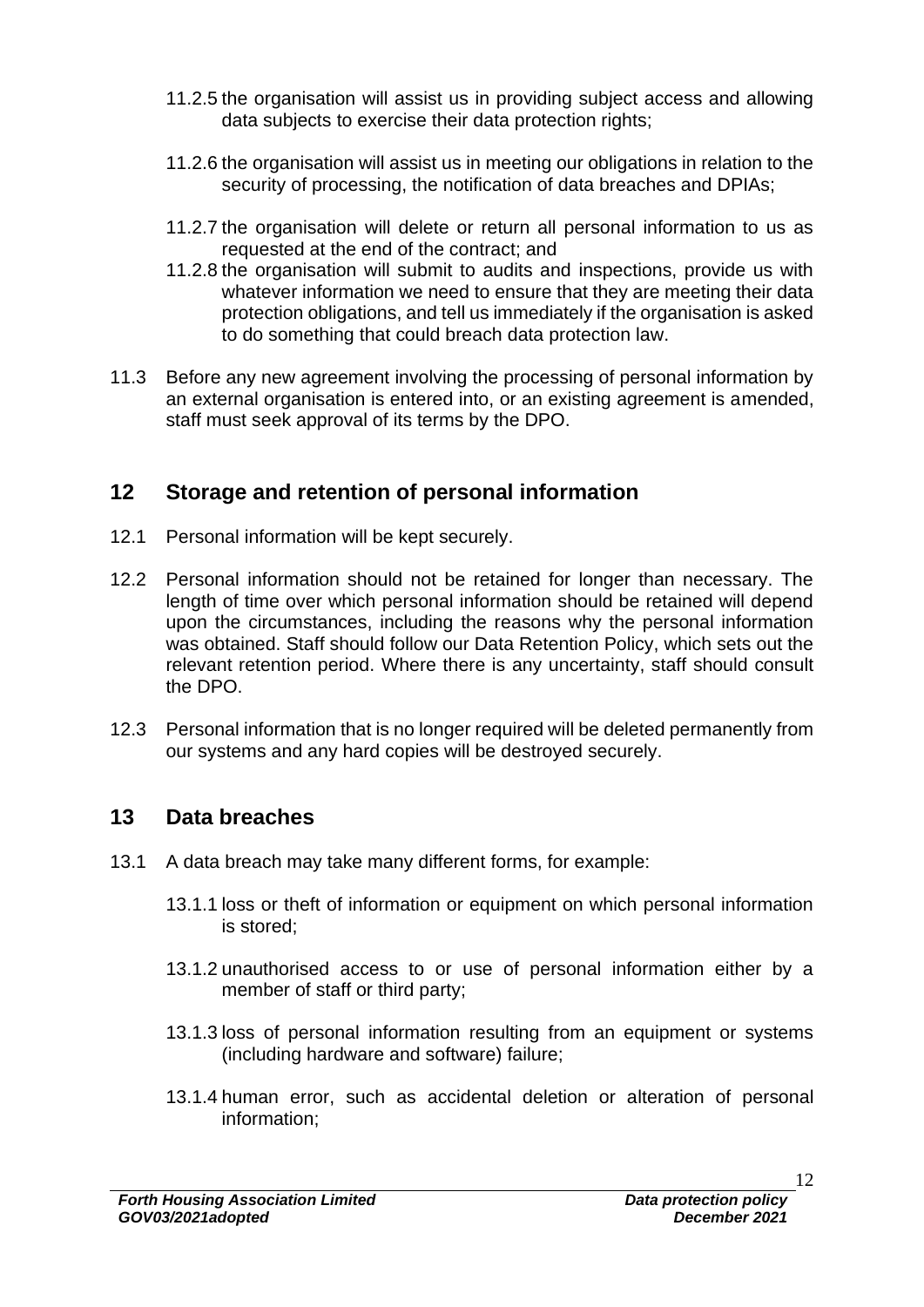11.2.5 the organisation will assist us in providing subject access and allowing data subjects to exercise their data protection rights;

11.2.6 the organisation will assist us in meeting our obligations in relation to the security of processing, the notification of data breaches and DPIAs;

11.2.7 the organisation will delete or return all personal information to us as requested at the end of the contract; and

11.2.8 the organisation will submit to audits and inspections, provide us with whatever information we need to ensure that they are meeting their data protection obligations, and tell us immediately if the organisation is asked to do something that could breach data protection law.

11.3 Before any new agreement involving the processing of personal information by an external organisation is entered into, or an existing agreement is amended, staff must seek approval of its terms by the DPO.

## 12 Storage and retention of personal information

12.1 Personal information will be kept securely.

12.2 Personal information should not be retained for longer than necessary. The length of time over which personal information should be retained will depend upon the circumstances, including the reasons why the personal information was obtained. Staff should follow our Data Retention Policy, which sets out the relevant retention period. Where there is any uncertainty, staff should consult the DPO.

12.3 Personal information that is no longer required will be deleted permanently from our systems and any hard copies will be destroyed securely.

## 13 Data breaches

13.1 A data breach may take many different forms, for example:

13.1.1 loss or theft of information or equipment on which personal information is stored;

13.1.2 unauthorised access to or use of personal information either by a member of staff or third party;

13.1.3 loss of personal information resulting from an equipment or systems (including hardware and software) failure;

13.1.4 human error, such as accidental deletion or alteration of personal information;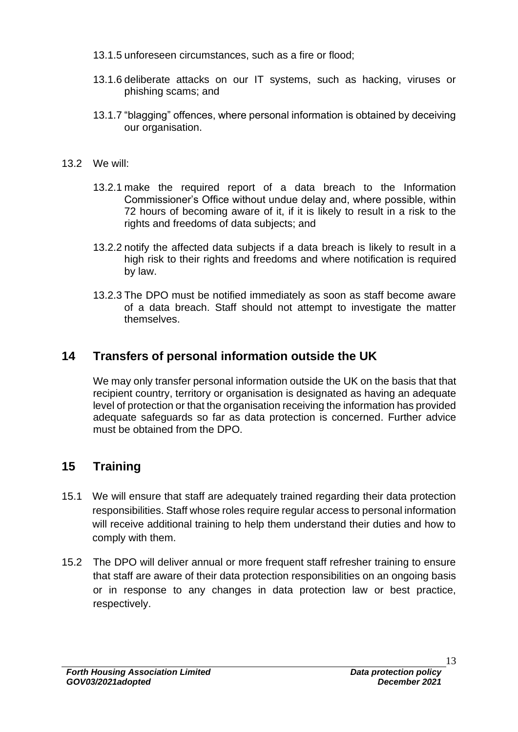13.1.5 unforeseen circumstances, such as a fire or flood;

13.1.6 deliberate attacks on our IT systems, such as hacking, viruses or phishing scams; and

13.1.7 "blagging" offences, where personal information is obtained by deceiving our organisation.

13.2 We will:

13.2.1 make the required report of a data breach to the Information Commissioner's Office without undue delay and, where possible, within 72 hours of becoming aware of it, if it is likely to result in a risk to the rights and freedoms of data subjects; and

13.2.2 notify the affected data subjects if a data breach is likely to result in a high risk to their rights and freedoms and where notification is required by law.

13.2.3 The DPO must be notified immediately as soon as staff become aware of a data breach. Staff should not attempt to investigate the matter themselves.

## 14 Transfers of personal information outside the UK

We may only transfer personal information outside the UK on the basis that that recipient country, territory or organisation is designated as having an adequate level of protection or that the organisation receiving the information has provided adequate safeguards so far as data protection is concerned. Further advice must be obtained from the DPO.

## 15 Training

15.1 We will ensure that staff are adequately trained regarding their data protection responsibilities. Staff whose roles require regular access to personal information will receive additional training to help them understand their duties and how to comply with them.

15.2 The DPO will deliver annual or more frequent staff refresher training to ensure that staff are aware of their data protection responsibilities on an ongoing basis or in response to any changes in data protection law or best practice, respectively.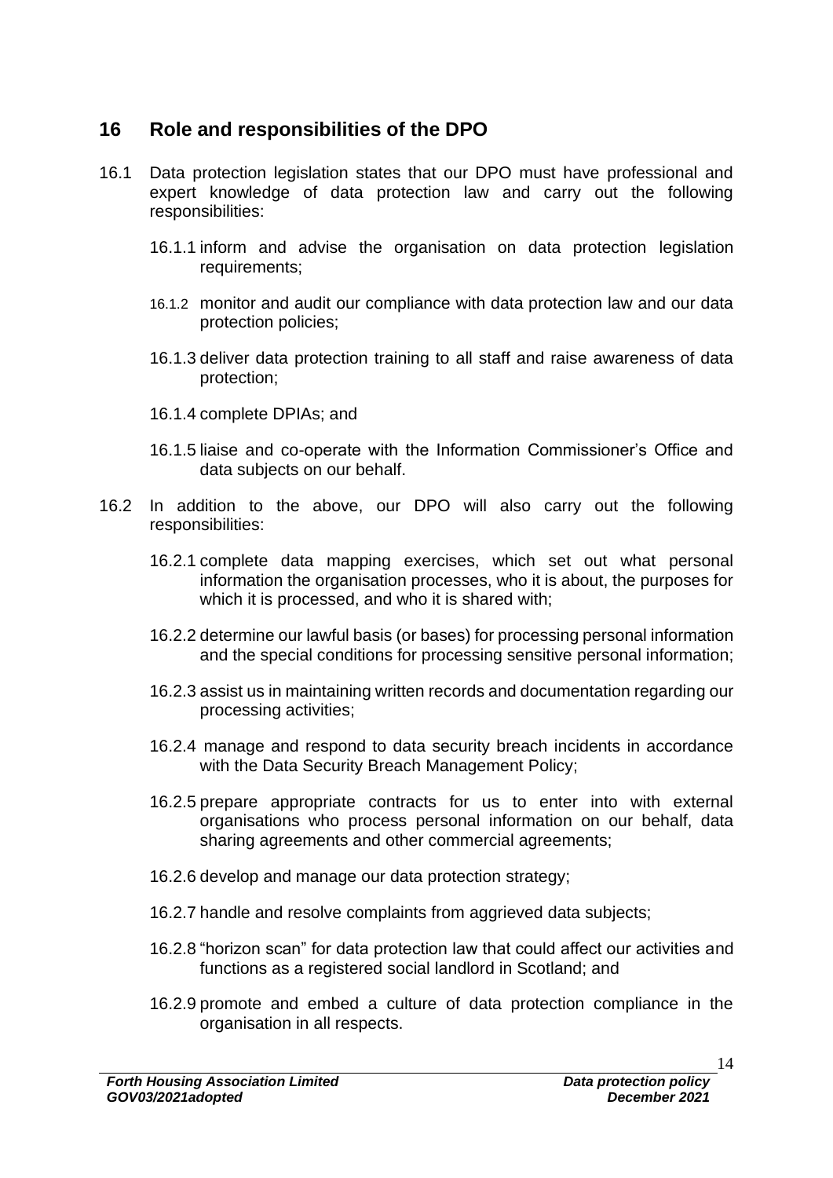## 16 Role and responsibilities of the DPO

16.1 Data protection legislation states that our DPO must have professional and expert knowledge of data protection law and carry out the following responsibilities:

16.1.1 inform and advise the organisation on data protection legislation requirements;

16.1.2 monitor and audit our compliance with data protection law and our data protection policies;

16.1.3 deliver data protection training to all staff and raise awareness of data protection;

16.1.4 complete DPIAs; and

16.1.5 liaise and co-operate with the Information Commissioner's Office and data subjects on our behalf.

16.2 In addition to the above, our DPO will also carry out the following responsibilities:

16.2.1 complete data mapping exercises, which set out what personal information the organisation processes, who it is about, the purposes for which it is processed, and who it is shared with;

16.2.2 determine our lawful basis (or bases) for processing personal information and the special conditions for processing sensitive personal information;

16.2.3 assist us in maintaining written records and documentation regarding our processing activities;

16.2.4 manage and respond to data security breach incidents in accordance with the Data Security Breach Management Policy;

16.2.5 prepare appropriate contracts for us to enter into with external organisations who process personal information on our behalf, data sharing agreements and other commercial agreements;

16.2.6 develop and manage our data protection strategy;

16.2.7 handle and resolve complaints from aggrieved data subjects;

16.2.8 "horizon scan" for data protection law that could affect our activities and functions as a registered social landlord in Scotland; and

16.2.9 promote and embed a culture of data protection compliance in the organisation in all respects.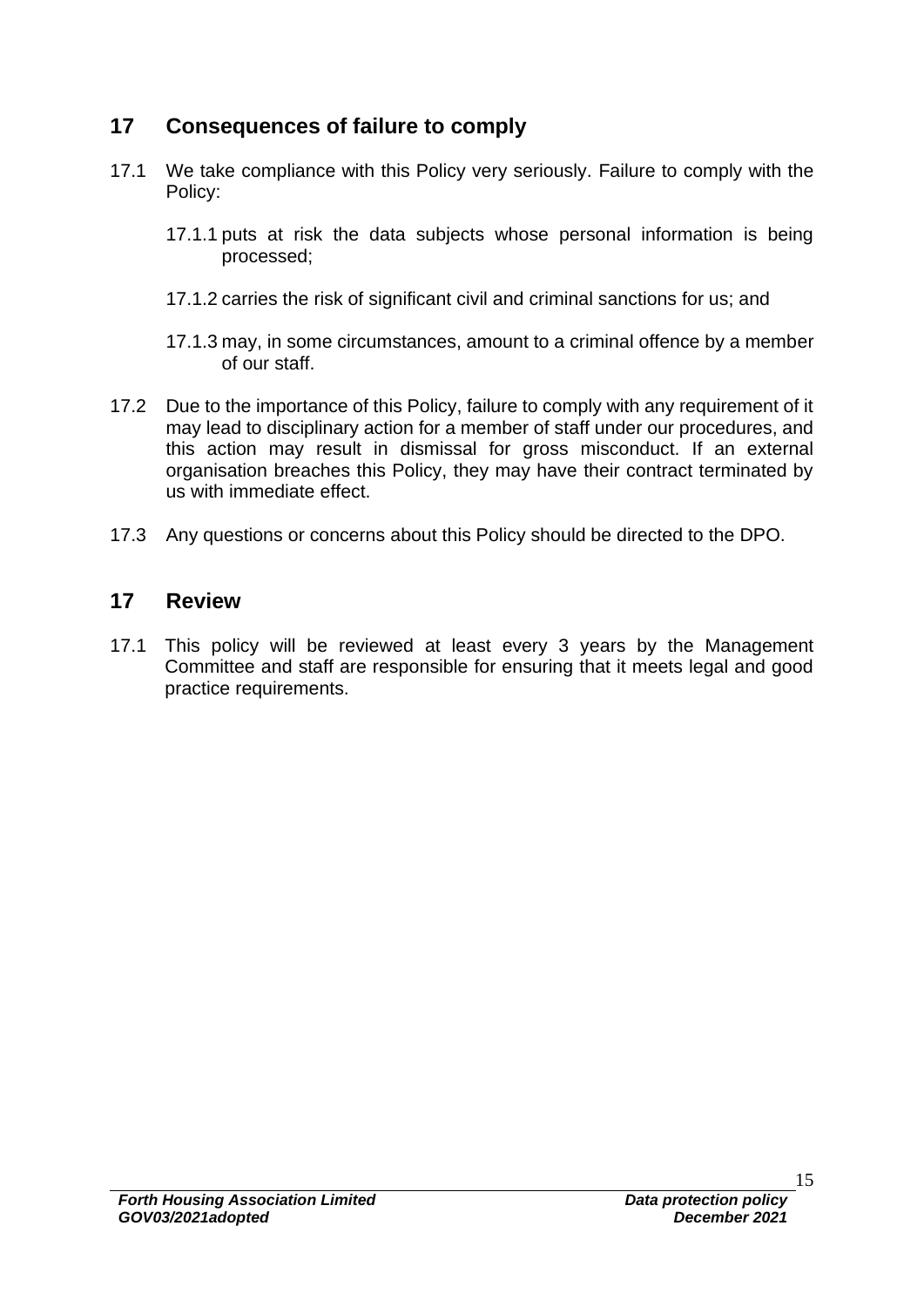## 17 Consequences of failure to comply

17.1 We take compliance with this Policy very seriously. Failure to comply with the Policy:

17.1.1 puts at risk the data subjects whose personal information is being processed;

17.1.2 carries the risk of significant civil and criminal sanctions for us; and

17.1.3 may, in some circumstances, amount to a criminal offence by a member of our staff.

17.2 Due to the importance of this Policy, failure to comply with any requirement of it may lead to disciplinary action for a member of staff under our procedures, and this action may result in dismissal for gross misconduct. If an external organisation breaches this Policy, they may have their contract terminated by us with immediate effect.

17.3 Any questions or concerns about this Policy should be directed to the DPO.

## 17 Review

17.1 This policy will be reviewed at least every 3 years by the Management Committee and staff are responsible for ensuring that it meets legal and good practice requirements.